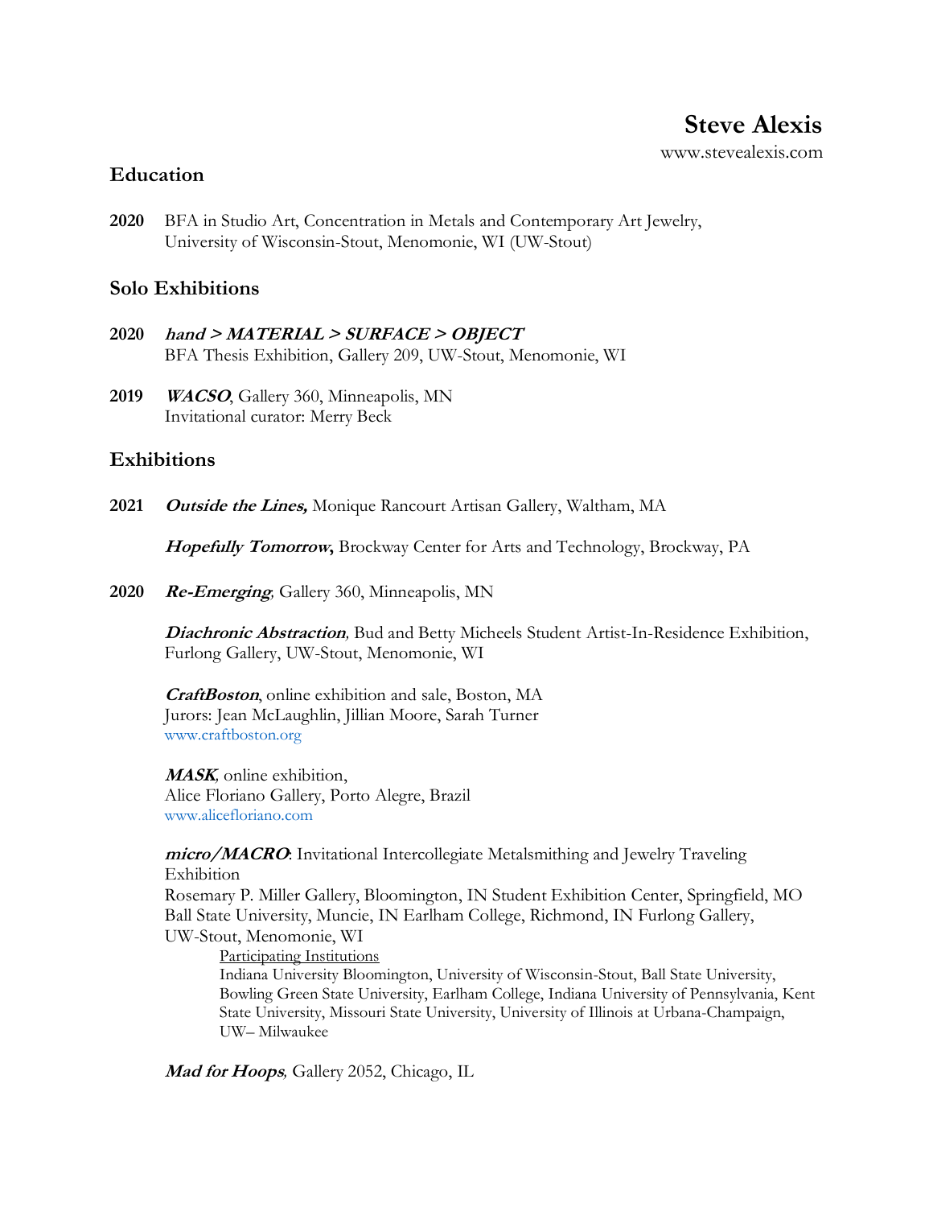# Steve Alexis

www.stevealexis.com

## Education

**2020** BFA in Studio Art, Concentration in Metals and Contemporary Art Jewelry, University of Wisconsin-Stout, Menomonie, WI (UW-Stout)

## Solo Exhibitions

**2020** ***hand > MATERIAL > SURFACE > OBJECT***
BFA Thesis Exhibition, Gallery 209, UW-Stout, Menomonie, WI

**2019** ***WACSO***, Gallery 360, Minneapolis, MN
Invitational curator: Merry Beck

## Exhibitions

**2021** ***Outside the Lines,*** Monique Rancourt Artisan Gallery, Waltham, MA

***Hopefully Tomorrow*,** Brockway Center for Arts and Technology, Brockway, PA

**2020** ***Re-Emerging**,* Gallery 360, Minneapolis, MN

***Diachronic Abstraction**,* Bud and Betty Micheels Student Artist-In-Residence Exhibition, Furlong Gallery, UW-Stout, Menomonie, WI

***CraftBoston***, online exhibition and sale, Boston, MA
Jurors: Jean McLaughlin, Jillian Moore, Sarah Turner
www.craftboston.org

***MASK**,* online exhibition,
Alice Floriano Gallery, Porto Alegre, Brazil
www.alicefloriano.com

***micro/MACRO***: Invitational Intercollegiate Metalsmithing and Jewelry Traveling Exhibition
Rosemary P. Miller Gallery, Bloomington, IN Student Exhibition Center, Springfield, MO Ball State University, Muncie, IN Earlham College, Richmond, IN Furlong Gallery, UW-Stout, Menomonie, WI

Participating Institutions
Indiana University Bloomington, University of Wisconsin-Stout, Ball State University, Bowling Green State University, Earlham College, Indiana University of Pennsylvania, Kent State University, Missouri State University, University of Illinois at Urbana-Champaign, UW– Milwaukee

***Mad for Hoops**,* Gallery 2052, Chicago, IL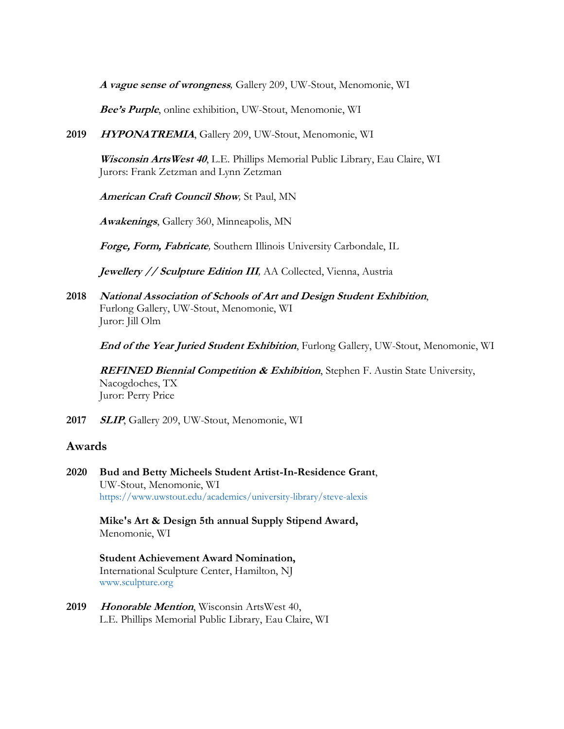***A vague sense of wrongness***, Gallery 209, UW-Stout, Menomonie, WI

***Bee's Purple***, online exhibition, UW-Stout, Menomonie, WI

**2019** ***HYPONATREMIA***, Gallery 209, UW-Stout, Menomonie, WI

***Wisconsin ArtsWest 40***, L.E. Phillips Memorial Public Library, Eau Claire, WI
Jurors: Frank Zetzman and Lynn Zetzman

***American Craft Council Show***, St Paul, MN

***Awakenings***, Gallery 360, Minneapolis, MN

***Forge, Form, Fabricate***, Southern Illinois University Carbondale, IL

***Jewellery // Sculpture Edition III***, AA Collected, Vienna, Austria

**2018** ***National Association of Schools of Art and Design Student Exhibition***, Furlong Gallery, UW-Stout, Menomonie, WI
Juror: Jill Olm

***End of the Year Juried Student Exhibition***, Furlong Gallery, UW-Stout, Menomonie, WI

***REFINED Biennial Competition & Exhibition***, Stephen F. Austin State University, Nacogdoches, TX
Juror: Perry Price

**2017** ***SLIP***, Gallery 209, UW-Stout, Menomonie, WI

## Awards

**2020** **Bud and Betty Micheels Student Artist-In-Residence Grant**, UW-Stout, Menomonie, WI
https://www.uwstout.edu/academics/university-library/steve-alexis

**Mike's Art & Design 5th annual Supply Stipend Award,**
Menomonie, WI

**Student Achievement Award Nomination,**
International Sculpture Center, Hamilton, NJ
www.sculpture.org

**2019** ***Honorable Mention***, Wisconsin ArtsWest 40,
L.E. Phillips Memorial Public Library, Eau Claire, WI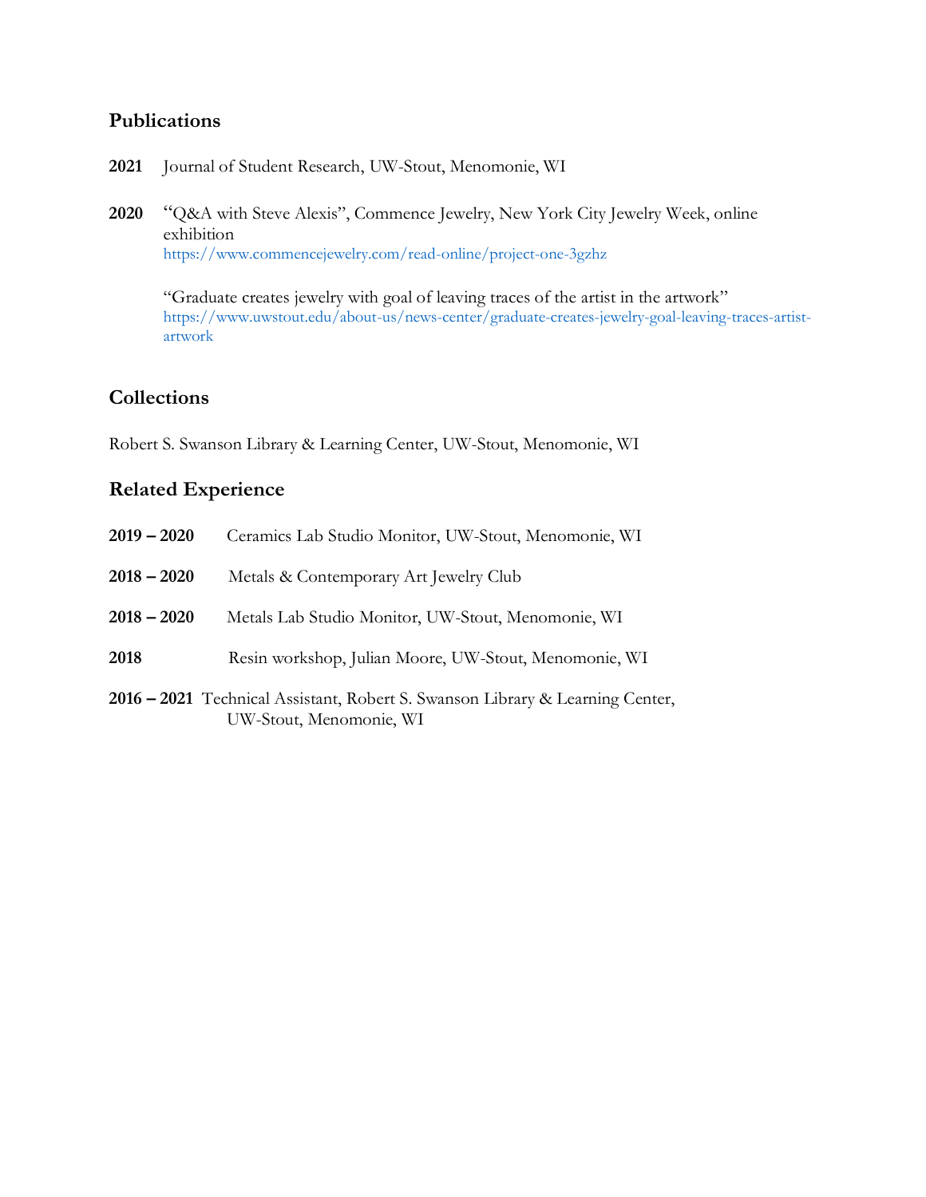## Publications

**2021** Journal of Student Research, UW-Stout, Menomonie, WI

**2020** "Q&A with Steve Alexis", Commence Jewelry, New York City Jewelry Week, online exhibition
https://www.commencejewelry.com/read-online/project-one-3gzhz

"Graduate creates jewelry with goal of leaving traces of the artist in the artwork"
https://www.uwstout.edu/about-us/news-center/graduate-creates-jewelry-goal-leaving-traces-artist-artwork

## Collections

Robert S. Swanson Library & Learning Center, UW-Stout, Menomonie, WI

## Related Experience

**2019 – 2020** Ceramics Lab Studio Monitor, UW-Stout, Menomonie, WI

**2018 – 2020** Metals & Contemporary Art Jewelry Club

**2018 – 2020** Metals Lab Studio Monitor, UW-Stout, Menomonie, WI

**2018** Resin workshop, Julian Moore, UW-Stout, Menomonie, WI

**2016 – 2021** Technical Assistant, Robert S. Swanson Library & Learning Center, UW-Stout, Menomonie, WI